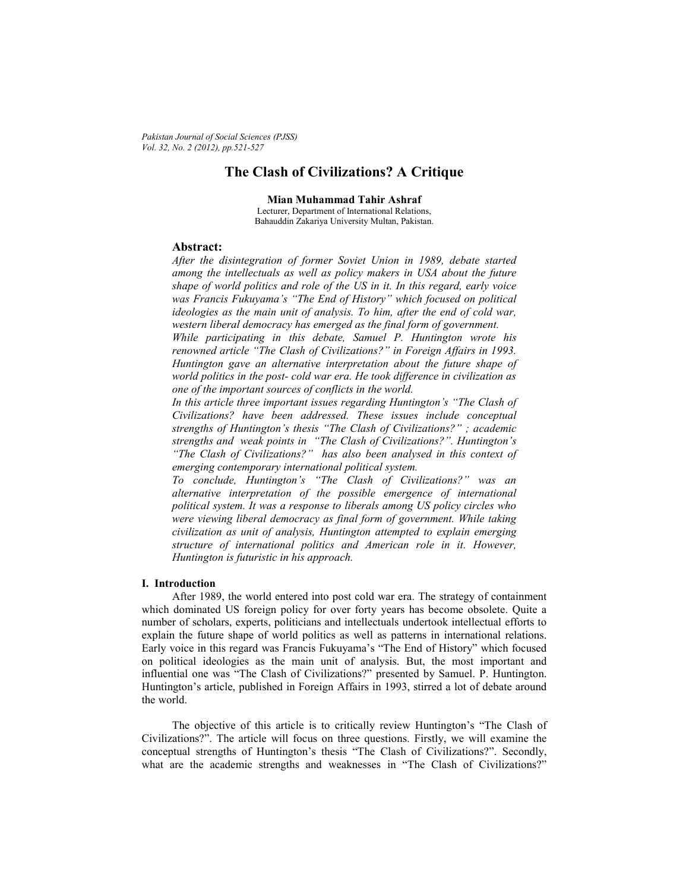# The Clash of Civilizations? A Critique

**Mian Muhammad Tahir Ashraf**
Lecturer, Department of International Relations,
Bahauddin Zakariya University Multan, Pakistan.

## Abstract:

*After the disintegration of former Soviet Union in 1989, debate started among the intellectuals as well as policy makers in USA about the future shape of world politics and role of the US in it. In this regard, early voice was Francis Fukuyama's "The End of History" which focused on political ideologies as the main unit of analysis. To him, after the end of cold war, western liberal democracy has emerged as the final form of government.*

*While participating in this debate, Samuel P. Huntington wrote his renowned article "The Clash of Civilizations?" in Foreign Affairs in 1993. Huntington gave an alternative interpretation about the future shape of world politics in the post- cold war era. He took difference in civilization as one of the important sources of conflicts in the world.*

*In this article three important issues regarding Huntington's "The Clash of Civilizations? have been addressed. These issues include conceptual strengths of Huntington's thesis "The Clash of Civilizations?" ; academic strengths and weak points in "The Clash of Civilizations?". Huntington's "The Clash of Civilizations?" has also been analysed in this context of emerging contemporary international political system.*

*To conclude, Huntington's "The Clash of Civilizations?" was an alternative interpretation of the possible emergence of international political system. It was a response to liberals among US policy circles who were viewing liberal democracy as final form of government. While taking civilization as unit of analysis, Huntington attempted to explain emerging structure of international politics and American role in it. However, Huntington is futuristic in his approach.*

## I. Introduction

After 1989, the world entered into post cold war era. The strategy of containment which dominated US foreign policy for over forty years has become obsolete. Quite a number of scholars, experts, politicians and intellectuals undertook intellectual efforts to explain the future shape of world politics as well as patterns in international relations. Early voice in this regard was Francis Fukuyama's "The End of History" which focused on political ideologies as the main unit of analysis. But, the most important and influential one was "The Clash of Civilizations?" presented by Samuel. P. Huntington. Huntington's article, published in Foreign Affairs in 1993, stirred a lot of debate around the world.

The objective of this article is to critically review Huntington's "The Clash of Civilizations?". The article will focus on three questions. Firstly, we will examine the conceptual strengths of Huntington's thesis "The Clash of Civilizations?". Secondly, what are the academic strengths and weaknesses in "The Clash of Civilizations?"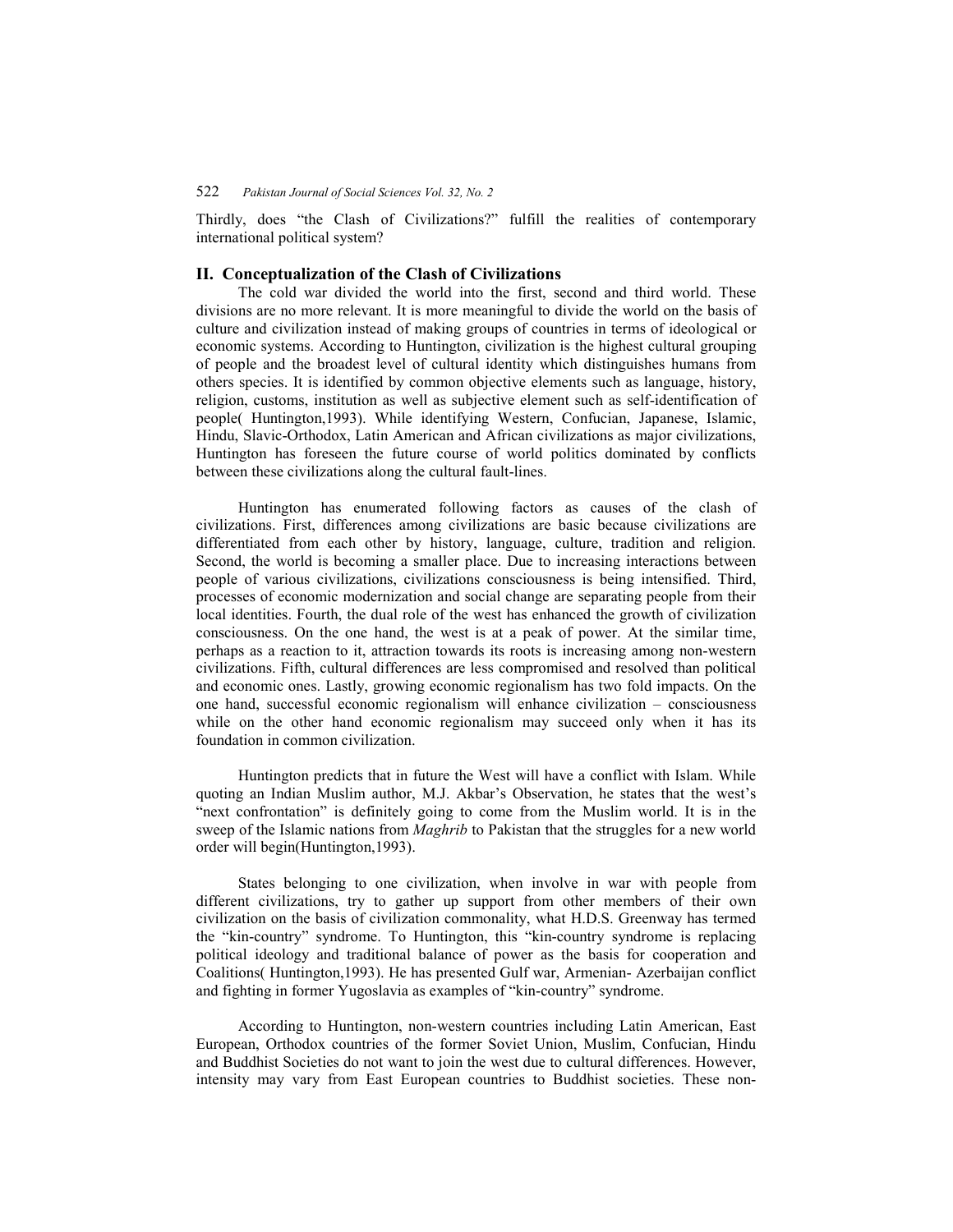Thirdly, does "the Clash of Civilizations?" fulfill the realities of contemporary international political system?

## II. Conceptualization of the Clash of Civilizations

The cold war divided the world into the first, second and third world. These divisions are no more relevant. It is more meaningful to divide the world on the basis of culture and civilization instead of making groups of countries in terms of ideological or economic systems. According to Huntington, civilization is the highest cultural grouping of people and the broadest level of cultural identity which distinguishes humans from others species. It is identified by common objective elements such as language, history, religion, customs, institution as well as subjective element such as self-identification of people( Huntington,1993). While identifying Western, Confucian, Japanese, Islamic, Hindu, Slavic-Orthodox, Latin American and African civilizations as major civilizations, Huntington has foreseen the future course of world politics dominated by conflicts between these civilizations along the cultural fault-lines.

Huntington has enumerated following factors as causes of the clash of civilizations. First, differences among civilizations are basic because civilizations are differentiated from each other by history, language, culture, tradition and religion. Second, the world is becoming a smaller place. Due to increasing interactions between people of various civilizations, civilizations consciousness is being intensified. Third, processes of economic modernization and social change are separating people from their local identities. Fourth, the dual role of the west has enhanced the growth of civilization consciousness. On the one hand, the west is at a peak of power. At the similar time, perhaps as a reaction to it, attraction towards its roots is increasing among non-western civilizations. Fifth, cultural differences are less compromised and resolved than political and economic ones. Lastly, growing economic regionalism has two fold impacts. On the one hand, successful economic regionalism will enhance civilization – consciousness while on the other hand economic regionalism may succeed only when it has its foundation in common civilization.

Huntington predicts that in future the West will have a conflict with Islam. While quoting an Indian Muslim author, M.J. Akbar's Observation, he states that the west's "next confrontation" is definitely going to come from the Muslim world. It is in the sweep of the Islamic nations from *Maghrib* to Pakistan that the struggles for a new world order will begin(Huntington,1993).

States belonging to one civilization, when involve in war with people from different civilizations, try to gather up support from other members of their own civilization on the basis of civilization commonality, what H.D.S. Greenway has termed the "kin-country" syndrome. To Huntington, this "kin-country syndrome is replacing political ideology and traditional balance of power as the basis for cooperation and Coalitions( Huntington,1993). He has presented Gulf war, Armenian- Azerbaijan conflict and fighting in former Yugoslavia as examples of "kin-country" syndrome.

According to Huntington, non-western countries including Latin American, East European, Orthodox countries of the former Soviet Union, Muslim, Confucian, Hindu and Buddhist Societies do not want to join the west due to cultural differences. However, intensity may vary from East European countries to Buddhist societies. These non-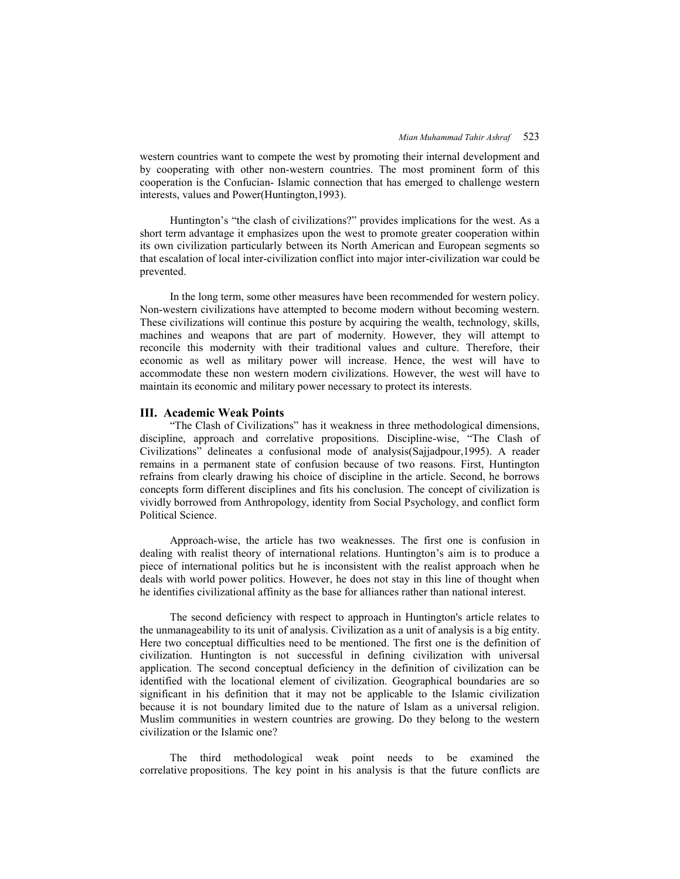western countries want to compete the west by promoting their internal development and by cooperating with other non-western countries. The most prominent form of this cooperation is the Confucian- Islamic connection that has emerged to challenge western interests, values and Power(Huntington,1993).

Huntington's "the clash of civilizations?" provides implications for the west. As a short term advantage it emphasizes upon the west to promote greater cooperation within its own civilization particularly between its North American and European segments so that escalation of local inter-civilization conflict into major inter-civilization war could be prevented.

In the long term, some other measures have been recommended for western policy. Non-western civilizations have attempted to become modern without becoming western. These civilizations will continue this posture by acquiring the wealth, technology, skills, machines and weapons that are part of modernity. However, they will attempt to reconcile this modernity with their traditional values and culture. Therefore, their economic as well as military power will increase. Hence, the west will have to accommodate these non western modern civilizations. However, the west will have to maintain its economic and military power necessary to protect its interests.

## III. Academic Weak Points

"The Clash of Civilizations" has it weakness in three methodological dimensions, discipline, approach and correlative propositions. Discipline-wise, "The Clash of Civilizations" delineates a confusional mode of analysis(Sajjadpour,1995). A reader remains in a permanent state of confusion because of two reasons. First, Huntington refrains from clearly drawing his choice of discipline in the article. Second, he borrows concepts form different disciplines and fits his conclusion. The concept of civilization is vividly borrowed from Anthropology, identity from Social Psychology, and conflict form Political Science.

Approach-wise, the article has two weaknesses. The first one is confusion in dealing with realist theory of international relations. Huntington's aim is to produce a piece of international politics but he is inconsistent with the realist approach when he deals with world power politics. However, he does not stay in this line of thought when he identifies civilizational affinity as the base for alliances rather than national interest.

The second deficiency with respect to approach in Huntington's article relates to the unmanageability to its unit of analysis. Civilization as a unit of analysis is a big entity. Here two conceptual difficulties need to be mentioned. The first one is the definition of civilization. Huntington is not successful in defining civilization with universal application. The second conceptual deficiency in the definition of civilization can be identified with the locational element of civilization. Geographical boundaries are so significant in his definition that it may not be applicable to the Islamic civilization because it is not boundary limited due to the nature of Islam as a universal religion. Muslim communities in western countries are growing. Do they belong to the western civilization or the Islamic one?

The third methodological weak point needs to be examined the correlative propositions. The key point in his analysis is that the future conflicts are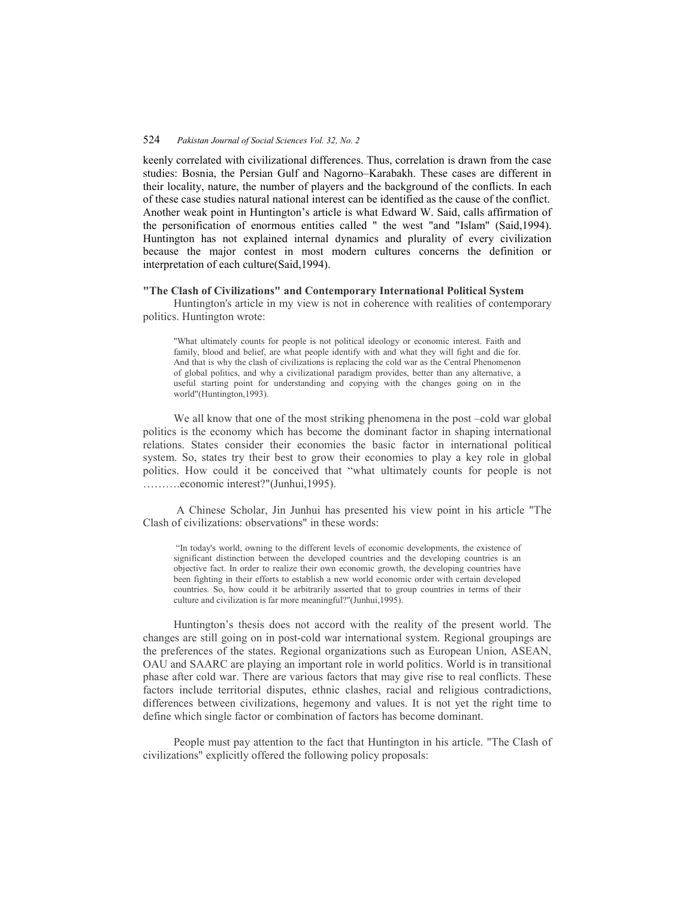keenly correlated with civilizational differences. Thus, correlation is drawn from the case studies: Bosnia, the Persian Gulf and Nagorno–Karabakh. These cases are different in their locality, nature, the number of players and the background of the conflicts. In each of these case studies natural national interest can be identified as the cause of the conflict. Another weak point in Huntington's article is what Edward W. Said, calls affirmation of the personification of enormous entities called " the west "and "Islam" (Said,1994). Huntington has not explained internal dynamics and plurality of every civilization because the major contest in most modern cultures concerns the definition or interpretation of each culture(Said,1994).

**"The Clash of Civilizations" and Contemporary International Political System**

Huntington's article in my view is not in coherence with realities of contemporary politics. Huntington wrote:

> "What ultimately counts for people is not political ideology or economic interest. Faith and family, blood and belief, are what people identify with and what they will fight and die for. And that is why the clash of civilizations is replacing the cold war as the Central Phenomenon of global politics, and why a civilizational paradigm provides, better than any alternative, a useful starting point for understanding and copying with the changes going on in the world"(Huntington,1993).

We all know that one of the most striking phenomena in the post –cold war global politics is the economy which has become the dominant factor in shaping international relations. States consider their economies the basic factor in international political system. So, states try their best to grow their economies to play a key role in global politics. How could it be conceived that "what ultimately counts for people is not ……….economic interest?"(Junhui,1995).

A Chinese Scholar, Jin Junhui has presented his view point in his article "The Clash of civilizations: observations" in these words:

> "In today's world, owning to the different levels of economic developments, the existence of significant distinction between the developed countries and the developing countries is an objective fact. In order to realize their own economic growth, the developing countries have been fighting in their efforts to establish a new world economic order with certain developed countries. So, how could it be arbitrarily asserted that to group countries in terms of their culture and civilization is far more meaningful?"(Junhui,1995).

Huntington's thesis does not accord with the reality of the present world. The changes are still going on in post-cold war international system. Regional groupings are the preferences of the states. Regional organizations such as European Union, ASEAN, OAU and SAARC are playing an important role in world politics. World is in transitional phase after cold war. There are various factors that may give rise to real conflicts. These factors include territorial disputes, ethnic clashes, racial and religious contradictions, differences between civilizations, hegemony and values. It is not yet the right time to define which single factor or combination of factors has become dominant.

People must pay attention to the fact that Huntington in his article. "The Clash of civilizations" explicitly offered the following policy proposals: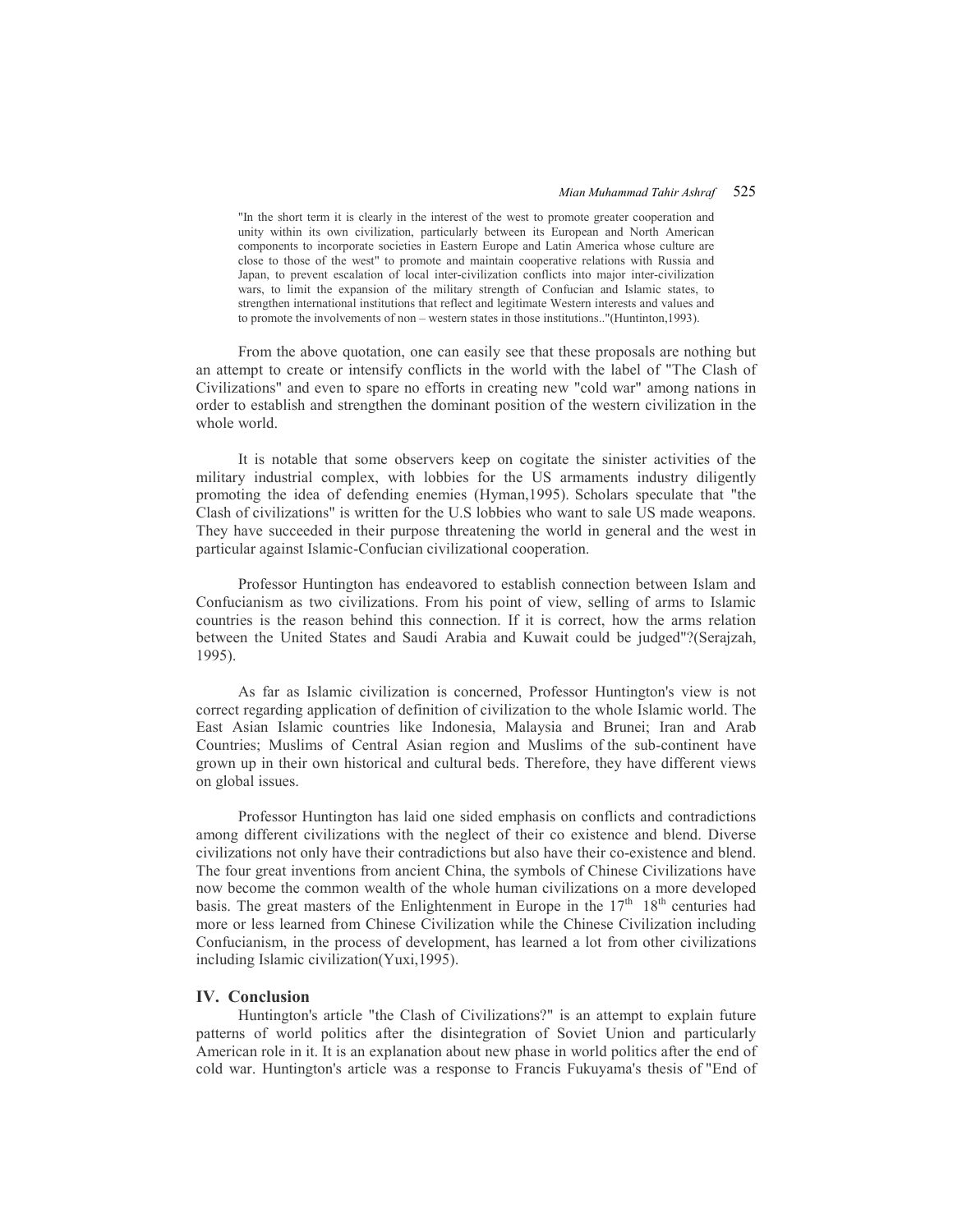> "In the short term it is clearly in the interest of the west to promote greater cooperation and unity within its own civilization, particularly between its European and North American components to incorporate societies in Eastern Europe and Latin America whose culture are close to those of the west" to promote and maintain cooperative relations with Russia and Japan, to prevent escalation of local inter-civilization conflicts into major inter-civilization wars, to limit the expansion of the military strength of Confucian and Islamic states, to strengthen international institutions that reflect and legitimate Western interests and values and to promote the involvements of non – western states in those institutions.."(Huntinton,1993).

From the above quotation, one can easily see that these proposals are nothing but an attempt to create or intensify conflicts in the world with the label of "The Clash of Civilizations" and even to spare no efforts in creating new "cold war" among nations in order to establish and strengthen the dominant position of the western civilization in the whole world.

It is notable that some observers keep on cogitate the sinister activities of the military industrial complex, with lobbies for the US armaments industry diligently promoting the idea of defending enemies (Hyman,1995). Scholars speculate that "the Clash of civilizations" is written for the U.S lobbies who want to sale US made weapons. They have succeeded in their purpose threatening the world in general and the west in particular against Islamic-Confucian civilizational cooperation.

Professor Huntington has endeavored to establish connection between Islam and Confucianism as two civilizations. From his point of view, selling of arms to Islamic countries is the reason behind this connection. If it is correct, how the arms relation between the United States and Saudi Arabia and Kuwait could be judged"?(Serajzah, 1995).

As far as Islamic civilization is concerned, Professor Huntington's view is not correct regarding application of definition of civilization to the whole Islamic world. The East Asian Islamic countries like Indonesia, Malaysia and Brunei; Iran and Arab Countries; Muslims of Central Asian region and Muslims of the sub-continent have grown up in their own historical and cultural beds. Therefore, they have different views on global issues.

Professor Huntington has laid one sided emphasis on conflicts and contradictions among different civilizations with the neglect of their co existence and blend. Diverse civilizations not only have their contradictions but also have their co-existence and blend. The four great inventions from ancient China, the symbols of Chinese Civilizations have now become the common wealth of the whole human civilizations on a more developed basis. The great masters of the Enlightenment in Europe in the 17th 18th centuries had more or less learned from Chinese Civilization while the Chinese Civilization including Confucianism, in the process of development, has learned a lot from other civilizations including Islamic civilization(Yuxi,1995).

## IV. Conclusion

Huntington's article "the Clash of Civilizations?" is an attempt to explain future patterns of world politics after the disintegration of Soviet Union and particularly American role in it. It is an explanation about new phase in world politics after the end of cold war. Huntington's article was a response to Francis Fukuyama's thesis of "End of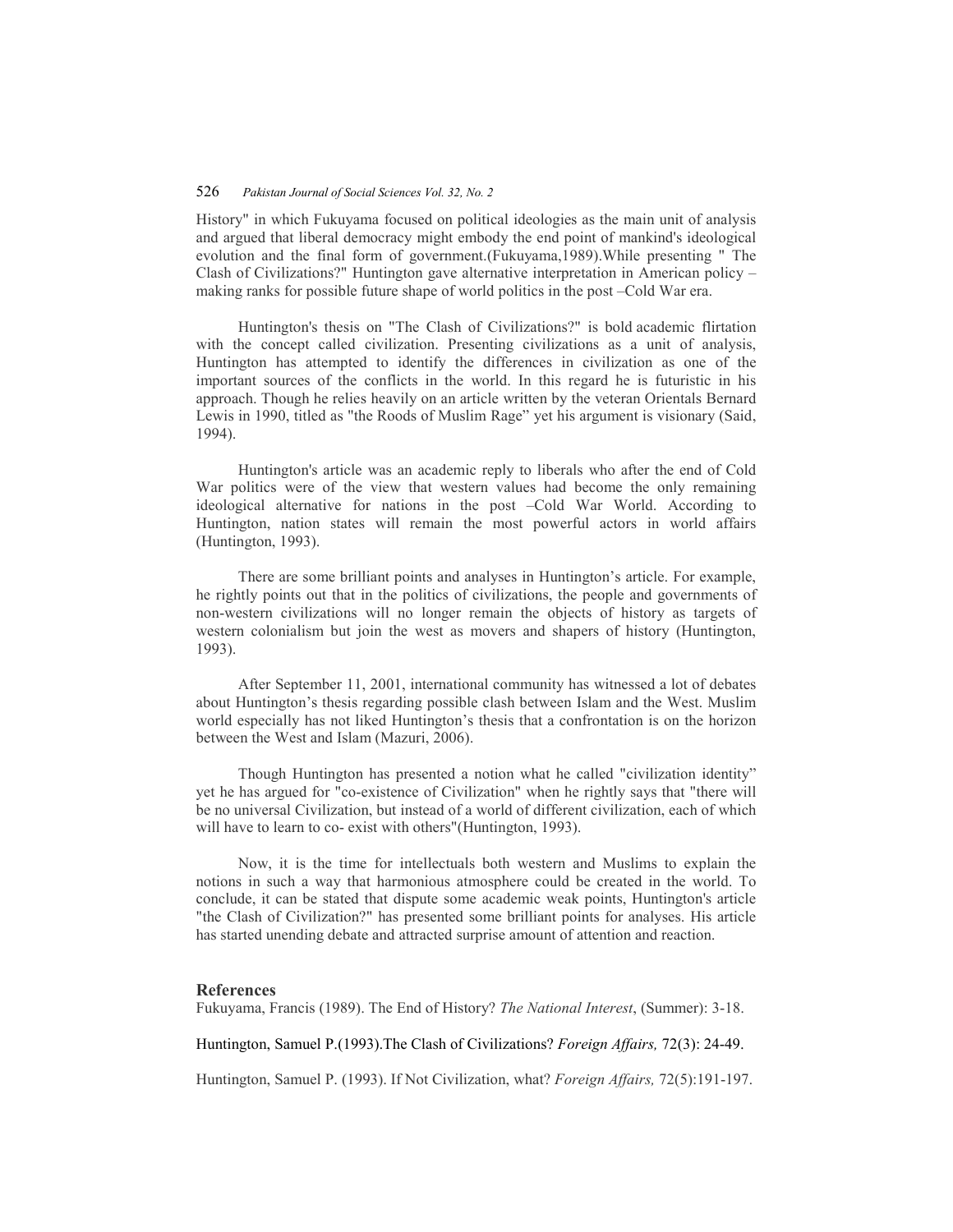History" in which Fukuyama focused on political ideologies as the main unit of analysis and argued that liberal democracy might embody the end point of mankind's ideological evolution and the final form of government.(Fukuyama,1989).While presenting " The Clash of Civilizations?" Huntington gave alternative interpretation in American policy – making ranks for possible future shape of world politics in the post –Cold War era.

Huntington's thesis on "The Clash of Civilizations?" is bold academic flirtation with the concept called civilization. Presenting civilizations as a unit of analysis, Huntington has attempted to identify the differences in civilization as one of the important sources of the conflicts in the world. In this regard he is futuristic in his approach. Though he relies heavily on an article written by the veteran Orientals Bernard Lewis in 1990, titled as "the Roods of Muslim Rage" yet his argument is visionary (Said, 1994).

Huntington's article was an academic reply to liberals who after the end of Cold War politics were of the view that western values had become the only remaining ideological alternative for nations in the post –Cold War World. According to Huntington, nation states will remain the most powerful actors in world affairs (Huntington, 1993).

There are some brilliant points and analyses in Huntington's article. For example, he rightly points out that in the politics of civilizations, the people and governments of non-western civilizations will no longer remain the objects of history as targets of western colonialism but join the west as movers and shapers of history (Huntington, 1993).

After September 11, 2001, international community has witnessed a lot of debates about Huntington's thesis regarding possible clash between Islam and the West. Muslim world especially has not liked Huntington's thesis that a confrontation is on the horizon between the West and Islam (Mazuri, 2006).

Though Huntington has presented a notion what he called "civilization identity" yet he has argued for "co-existence of Civilization" when he rightly says that "there will be no universal Civilization, but instead of a world of different civilization, each of which will have to learn to co- exist with others"(Huntington, 1993).

Now, it is the time for intellectuals both western and Muslims to explain the notions in such a way that harmonious atmosphere could be created in the world. To conclude, it can be stated that dispute some academic weak points, Huntington's article "the Clash of Civilization?" has presented some brilliant points for analyses. His article has started unending debate and attracted surprise amount of attention and reaction.

## References

Fukuyama, Francis (1989). The End of History? *The National Interest*, (Summer): 3-18.

Huntington, Samuel P.(1993).The Clash of Civilizations? *Foreign Affairs,* 72(3): 24-49.

Huntington, Samuel P. (1993). If Not Civilization, what? *Foreign Affairs,* 72(5):191-197.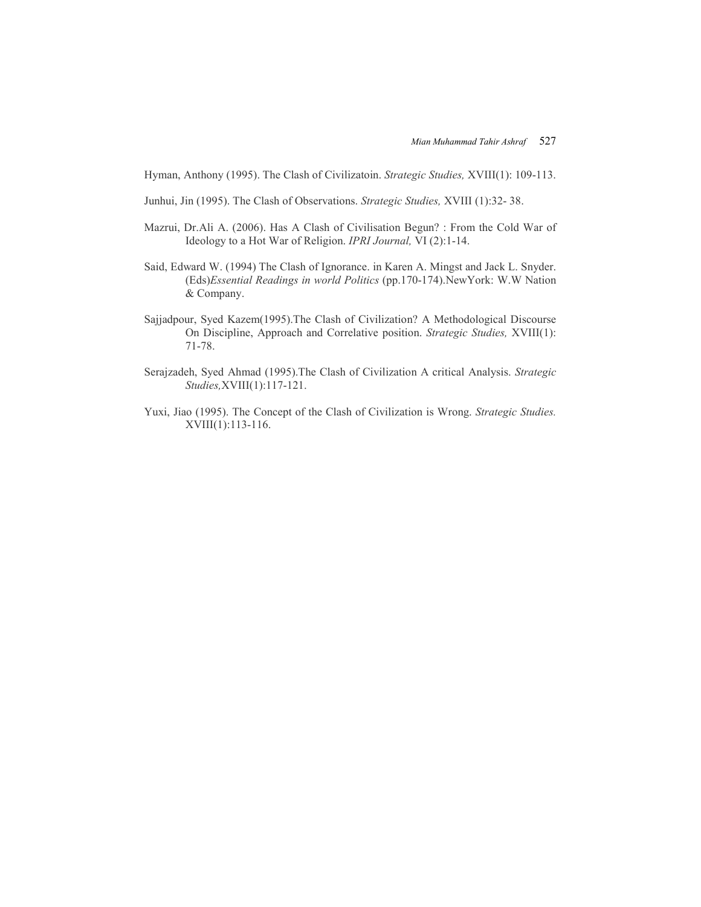Hyman, Anthony (1995). The Clash of Civilizatoin. *Strategic Studies,* XVIII(1): 109-113.

Junhui, Jin (1995). The Clash of Observations. *Strategic Studies,* XVIII (1):32- 38.

Mazrui, Dr.Ali A. (2006). Has A Clash of Civilisation Begun? : From the Cold War of Ideology to a Hot War of Religion. *IPRI Journal,* VI (2):1-14.

Said, Edward W. (1994) The Clash of Ignorance. in Karen A. Mingst and Jack L. Snyder. (Eds)*Essential Readings in world Politics* (pp.170-174).NewYork: W.W Nation & Company.

Sajjadpour, Syed Kazem(1995).The Clash of Civilization? A Methodological Discourse On Discipline, Approach and Correlative position. *Strategic Studies,* XVIII(1): 71-78.

Serajzadeh, Syed Ahmad (1995).The Clash of Civilization A critical Analysis. *Strategic Studies,*XVIII(1):117-121.

Yuxi, Jiao (1995). The Concept of the Clash of Civilization is Wrong. *Strategic Studies.* XVIII(1):113-116.